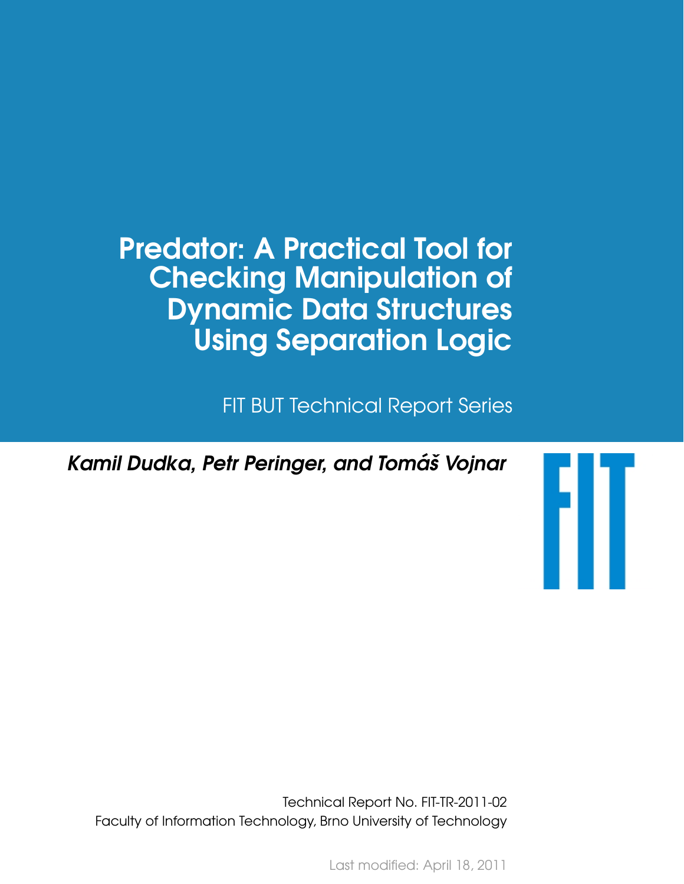# Predator: A Practical Tool for Checking Manipulation of Dynamic Data Structures Using Separation Logic

FIT BUT Technical Report Series

***Kamil Dudka, Petr Peringer, and Tomáš Vojnar***

FIT

Technical Report No. FIT-TR-2011-02

Faculty of Information Technology, Brno University of Technology

Last modified: April 18, 2011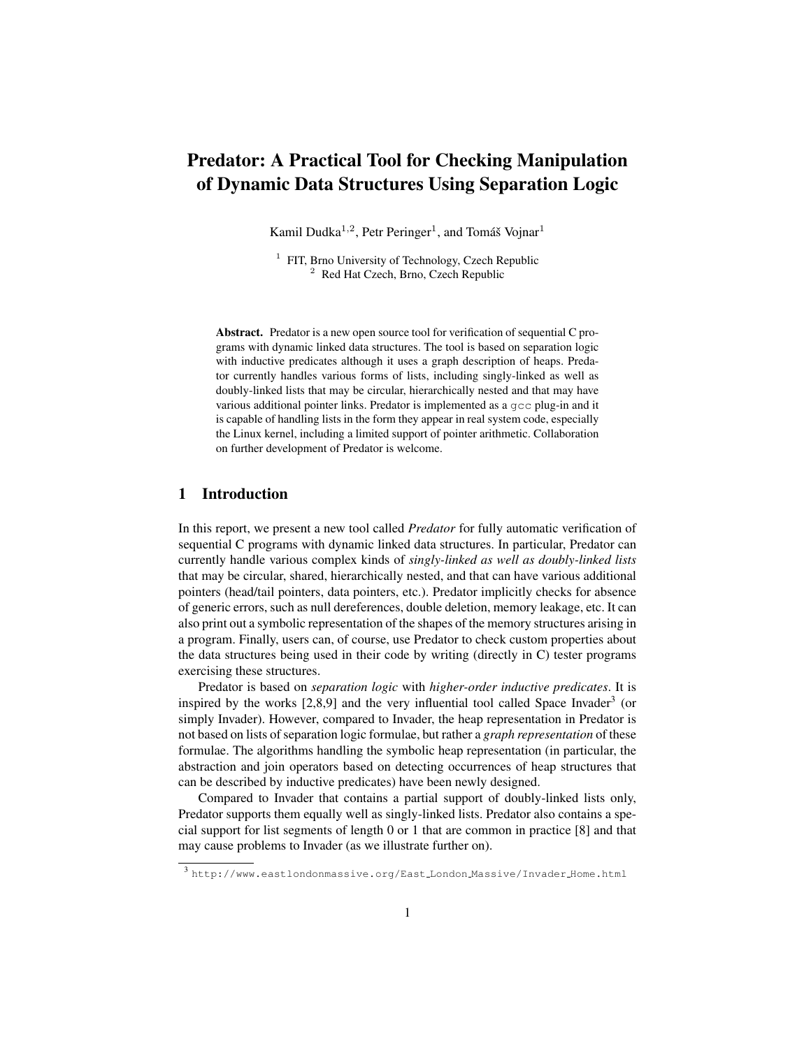# Predator: A Practical Tool for Checking Manipulation of Dynamic Data Structures Using Separation Logic

Kamil Dudka[1,2], Petr Peringer[1], and Tomáš Vojnar[1]

[1] FIT, Brno University of Technology, Czech Republic
[2] Red Hat Czech, Brno, Czech Republic

**Abstract.** Predator is a new open source tool for verification of sequential C programs with dynamic linked data structures. The tool is based on separation logic with inductive predicates although it uses a graph description of heaps. Predator currently handles various forms of lists, including singly-linked as well as doubly-linked lists that may be circular, hierarchically nested and that may have various additional pointer links. Predator is implemented as a `gcc` plug-in and it is capable of handling lists in the form they appear in real system code, especially the Linux kernel, including a limited support of pointer arithmetic. Collaboration on further development of Predator is welcome.

## 1 Introduction

In this report, we present a new tool called *Predator* for fully automatic verification of sequential C programs with dynamic linked data structures. In particular, Predator can currently handle various complex kinds of *singly-linked as well as doubly-linked lists* that may be circular, shared, hierarchically nested, and that can have various additional pointers (head/tail pointers, data pointers, etc.). Predator implicitly checks for absence of generic errors, such as null dereferences, double deletion, memory leakage, etc. It can also print out a symbolic representation of the shapes of the memory structures arising in a program. Finally, users can, of course, use Predator to check custom properties about the data structures being used in their code by writing (directly in C) tester programs exercising these structures.

Predator is based on *separation logic* with *higher-order inductive predicates*. It is inspired by the works [2,8,9] and the very influential tool called Space Invader[3] (or simply Invader). However, compared to Invader, the heap representation in Predator is not based on lists of separation logic formulae, but rather a *graph representation* of these formulae. The algorithms handling the symbolic heap representation (in particular, the abstraction and join operators based on detecting occurrences of heap structures that can be described by inductive predicates) have been newly designed.

Compared to Invader that contains a partial support of doubly-linked lists only, Predator supports them equally well as singly-linked lists. Predator also contains a special support for list segments of length 0 or 1 that are common in practice [8] and that may cause problems to Invader (as we illustrate further on).

[3] `http://www.eastlondonmassive.org/East_London_Massive/Invader_Home.html`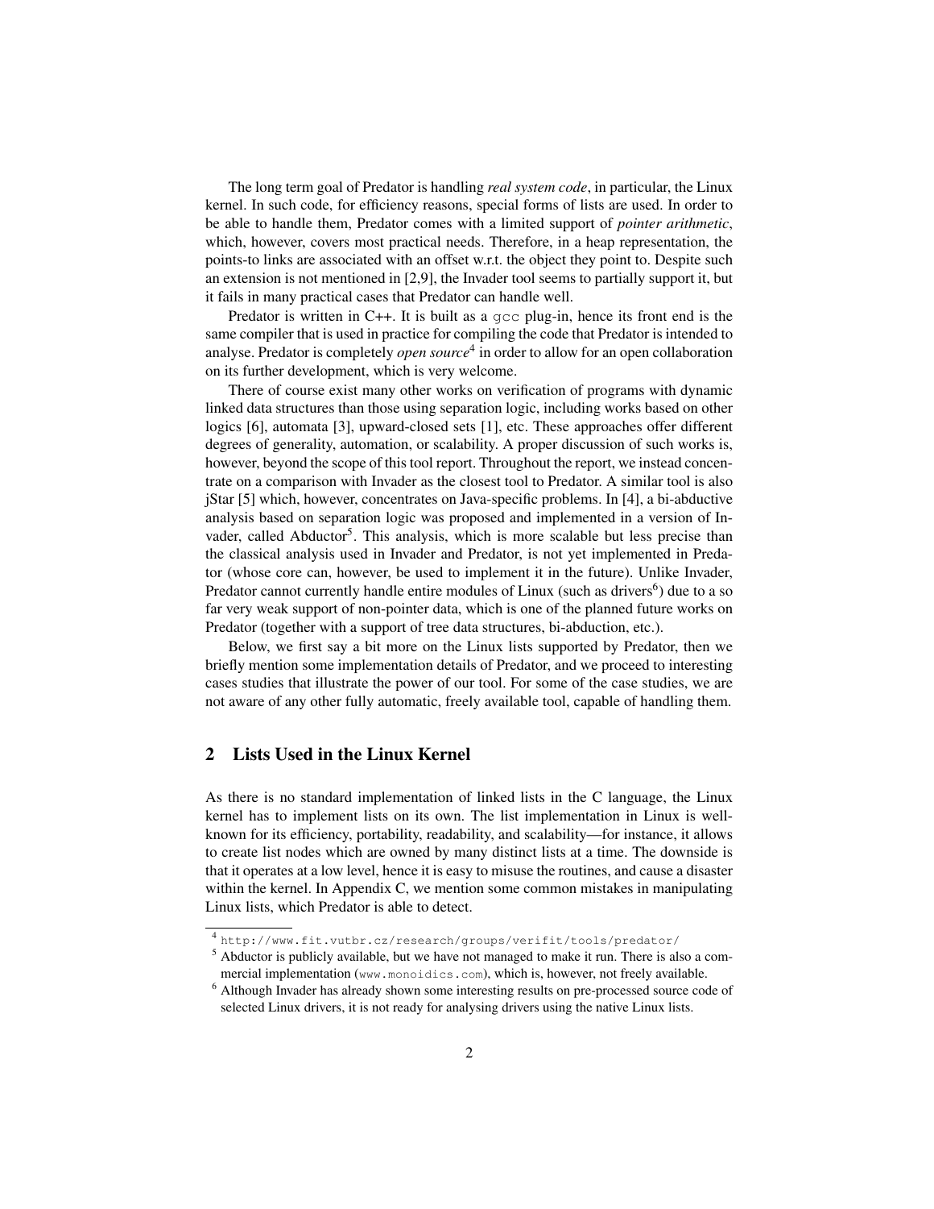The long term goal of Predator is handling *real system code*, in particular, the Linux kernel. In such code, for efficiency reasons, special forms of lists are used. In order to be able to handle them, Predator comes with a limited support of *pointer arithmetic*, which, however, covers most practical needs. Therefore, in a heap representation, the points-to links are associated with an offset w.r.t. the object they point to. Despite such an extension is not mentioned in [2,9], the Invader tool seems to partially support it, but it fails in many practical cases that Predator can handle well.

Predator is written in C++. It is built as a `gcc` plug-in, hence its front end is the same compiler that is used in practice for compiling the code that Predator is intended to analyse. Predator is completely *open source*[4] in order to allow for an open collaboration on its further development, which is very welcome.

There of course exist many other works on verification of programs with dynamic linked data structures than those using separation logic, including works based on other logics [6], automata [3], upward-closed sets [1], etc. These approaches offer different degrees of generality, automation, or scalability. A proper discussion of such works is, however, beyond the scope of this tool report. Throughout the report, we instead concentrate on a comparison with Invader as the closest tool to Predator. A similar tool is also jStar [5] which, however, concentrates on Java-specific problems. In [4], a bi-abductive analysis based on separation logic was proposed and implemented in a version of Invader, called Abductor[5]. This analysis, which is more scalable but less precise than the classical analysis used in Invader and Predator, is not yet implemented in Predator (whose core can, however, be used to implement it in the future). Unlike Invader, Predator cannot currently handle entire modules of Linux (such as drivers[6]) due to a so far very weak support of non-pointer data, which is one of the planned future works on Predator (together with a support of tree data structures, bi-abduction, etc.).

Below, we first say a bit more on the Linux lists supported by Predator, then we briefly mention some implementation details of Predator, and we proceed to interesting cases studies that illustrate the power of our tool. For some of the case studies, we are not aware of any other fully automatic, freely available tool, capable of handling them.

## 2 Lists Used in the Linux Kernel

As there is no standard implementation of linked lists in the C language, the Linux kernel has to implement lists on its own. The list implementation in Linux is well-known for its efficiency, portability, readability, and scalability—for instance, it allows to create list nodes which are owned by many distinct lists at a time. The downside is that it operates at a low level, hence it is easy to misuse the routines, and cause a disaster within the kernel. In Appendix C, we mention some common mistakes in manipulating Linux lists, which Predator is able to detect.

---

[4] `http://www.fit.vutbr.cz/research/groups/verifit/tools/predator/`

[5] Abductor is publicly available, but we have not managed to make it run. There is also a commercial implementation (`www.monoidics.com`), which is, however, not freely available.

[6] Although Invader has already shown some interesting results on pre-processed source code of selected Linux drivers, it is not ready for analysing drivers using the native Linux lists.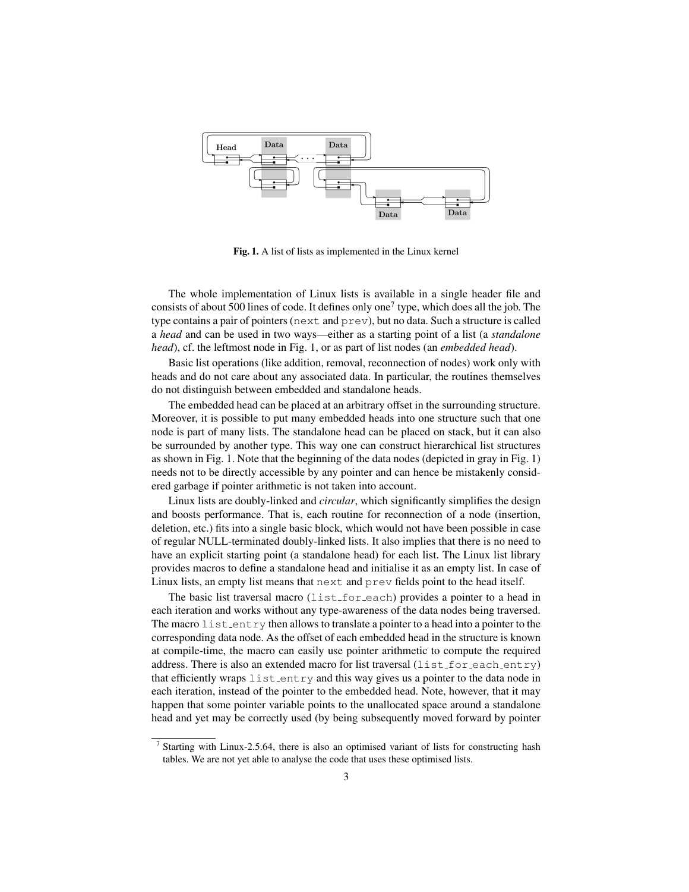Head

Data

Data

Data

Data

Fig. 1. A list of lists as implemented in the Linux kernel

The whole implementation of Linux lists is available in a single header file and consists of about 500 lines of code. It defines only one[7] type, which does all the job. The type contains a pair of pointers (`next` and `prev`), but no data. Such a structure is called a *head* and can be used in two ways—either as a starting point of a list (a *standalone head*), cf. the leftmost node in Fig. 1, or as part of list nodes (an *embedded head*).

Basic list operations (like addition, removal, reconnection of nodes) work only with heads and do not care about any associated data. In particular, the routines themselves do not distinguish between embedded and standalone heads.

The embedded head can be placed at an arbitrary offset in the surrounding structure. Moreover, it is possible to put many embedded heads into one structure such that one node is part of many lists. The standalone head can be placed on stack, but it can also be surrounded by another type. This way one can construct hierarchical list structures as shown in Fig. 1. Note that the beginning of the data nodes (depicted in gray in Fig. 1) needs not to be directly accessible by any pointer and can hence be mistakenly considered garbage if pointer arithmetic is not taken into account.

Linux lists are doubly-linked and *circular*, which significantly simplifies the design and boosts performance. That is, each routine for reconnection of a node (insertion, deletion, etc.) fits into a single basic block, which would not have been possible in case of regular NULL-terminated doubly-linked lists. It also implies that there is no need to have an explicit starting point (a standalone head) for each list. The Linux list library provides macros to define a standalone head and initialise it as an empty list. In case of Linux lists, an empty list means that `next` and `prev` fields point to the head itself.

The basic list traversal macro (`list_for_each`) provides a pointer to a head in each iteration and works without any type-awareness of the data nodes being traversed. The macro `list_entry` then allows to translate a pointer to a head into a pointer to the corresponding data node. As the offset of each embedded head in the structure is known at compile-time, the macro can easily use pointer arithmetic to compute the required address. There is also an extended macro for list traversal (`list_for_each_entry`) that efficiently wraps `list_entry` and this way gives us a pointer to the data node in each iteration, instead of the pointer to the embedded head. Note, however, that it may happen that some pointer variable points to the unallocated space around a standalone head and yet may be correctly used (by being subsequently moved forward by pointer

[7] Starting with Linux-2.5.64, there is also an optimised variant of lists for constructing hash tables. We are not yet able to analyse the code that uses these optimised lists.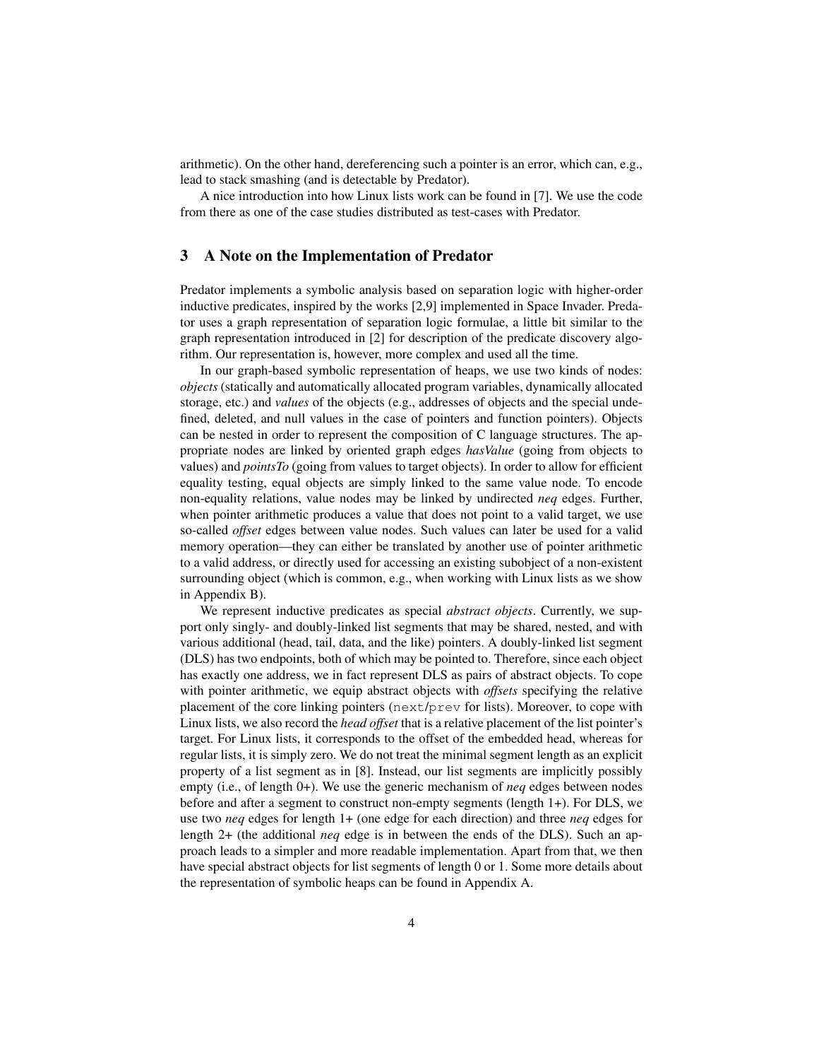arithmetic). On the other hand, dereferencing such a pointer is an error, which can, e.g., lead to stack smashing (and is detectable by Predator).

A nice introduction into how Linux lists work can be found in [7]. We use the code from there as one of the case studies distributed as test-cases with Predator.

## 3 A Note on the Implementation of Predator

Predator implements a symbolic analysis based on separation logic with higher-order inductive predicates, inspired by the works [2,9] implemented in Space Invader. Predator uses a graph representation of separation logic formulae, a little bit similar to the graph representation introduced in [2] for description of the predicate discovery algorithm. Our representation is, however, more complex and used all the time.

In our graph-based symbolic representation of heaps, we use two kinds of nodes: *objects* (statically and automatically allocated program variables, dynamically allocated storage, etc.) and *values* of the objects (e.g., addresses of objects and the special undefined, deleted, and null values in the case of pointers and function pointers). Objects can be nested in order to represent the composition of C language structures. The appropriate nodes are linked by oriented graph edges *hasValue* (going from objects to values) and *pointsTo* (going from values to target objects). In order to allow for efficient equality testing, equal objects are simply linked to the same value node. To encode non-equality relations, value nodes may be linked by undirected *neq* edges. Further, when pointer arithmetic produces a value that does not point to a valid target, we use so-called *offset* edges between value nodes. Such values can later be used for a valid memory operation—they can either be translated by another use of pointer arithmetic to a valid address, or directly used for accessing an existing subobject of a non-existent surrounding object (which is common, e.g., when working with Linux lists as we show in Appendix B).

We represent inductive predicates as special *abstract objects*. Currently, we support only singly- and doubly-linked list segments that may be shared, nested, and with various additional (head, tail, data, and the like) pointers. A doubly-linked list segment (DLS) has two endpoints, both of which may be pointed to. Therefore, since each object has exactly one address, we in fact represent DLS as pairs of abstract objects. To cope with pointer arithmetic, we equip abstract objects with *offsets* specifying the relative placement of the core linking pointers (`next`/`prev` for lists). Moreover, to cope with Linux lists, we also record the *head offset* that is a relative placement of the list pointer's target. For Linux lists, it corresponds to the offset of the embedded head, whereas for regular lists, it is simply zero. We do not treat the minimal segment length as an explicit property of a list segment as in [8]. Instead, our list segments are implicitly possibly empty (i.e., of length 0+). We use the generic mechanism of *neq* edges between nodes before and after a segment to construct non-empty segments (length 1+). For DLS, we use two *neq* edges for length 1+ (one edge for each direction) and three *neq* edges for length 2+ (the additional *neq* edge is in between the ends of the DLS). Such an approach leads to a simpler and more readable implementation. Apart from that, we then have special abstract objects for list segments of length 0 or 1. Some more details about the representation of symbolic heaps can be found in Appendix A.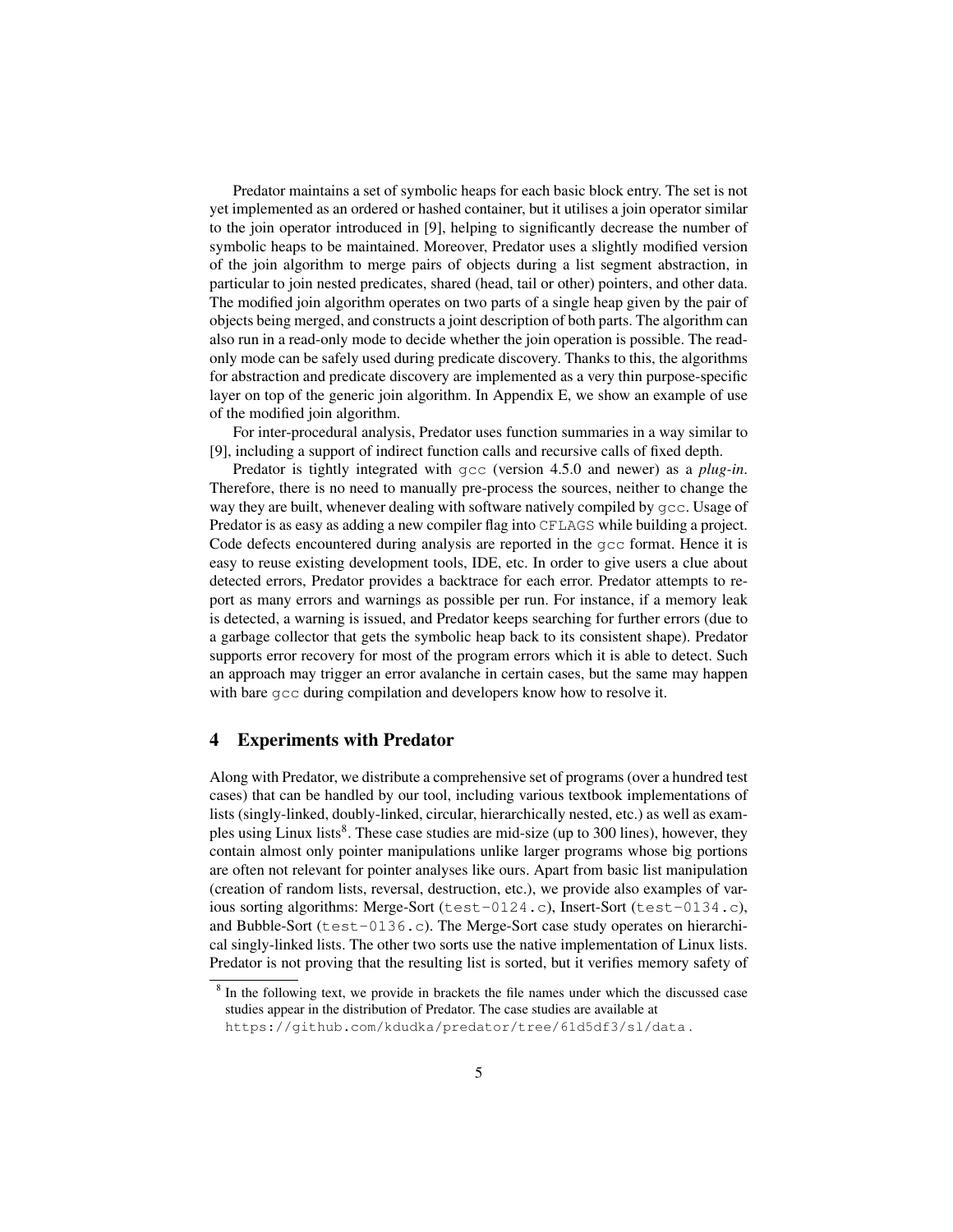Predator maintains a set of symbolic heaps for each basic block entry. The set is not yet implemented as an ordered or hashed container, but it utilises a join operator similar to the join operator introduced in [9], helping to significantly decrease the number of symbolic heaps to be maintained. Moreover, Predator uses a slightly modified version of the join algorithm to merge pairs of objects during a list segment abstraction, in particular to join nested predicates, shared (head, tail or other) pointers, and other data. The modified join algorithm operates on two parts of a single heap given by the pair of objects being merged, and constructs a joint description of both parts. The algorithm can also run in a read-only mode to decide whether the join operation is possible. The read-only mode can be safely used during predicate discovery. Thanks to this, the algorithms for abstraction and predicate discovery are implemented as a very thin purpose-specific layer on top of the generic join algorithm. In Appendix E, we show an example of use of the modified join algorithm.

For inter-procedural analysis, Predator uses function summaries in a way similar to [9], including a support of indirect function calls and recursive calls of fixed depth.

Predator is tightly integrated with `gcc` (version 4.5.0 and newer) as a *plug-in*. Therefore, there is no need to manually pre-process the sources, neither to change the way they are built, whenever dealing with software natively compiled by `gcc`. Usage of Predator is as easy as adding a new compiler flag into `CFLAGS` while building a project. Code defects encountered during analysis are reported in the `gcc` format. Hence it is easy to reuse existing development tools, IDE, etc. In order to give users a clue about detected errors, Predator provides a backtrace for each error. Predator attempts to report as many errors and warnings as possible per run. For instance, if a memory leak is detected, a warning is issued, and Predator keeps searching for further errors (due to a garbage collector that gets the symbolic heap back to its consistent shape). Predator supports error recovery for most of the program errors which it is able to detect. Such an approach may trigger an error avalanche in certain cases, but the same may happen with bare `gcc` during compilation and developers know how to resolve it.

## 4 Experiments with Predator

Along with Predator, we distribute a comprehensive set of programs (over a hundred test cases) that can be handled by our tool, including various textbook implementations of lists (singly-linked, doubly-linked, circular, hierarchically nested, etc.) as well as examples using Linux lists[8]. These case studies are mid-size (up to 300 lines), however, they contain almost only pointer manipulations unlike larger programs whose big portions are often not relevant for pointer analyses like ours. Apart from basic list manipulation (creation of random lists, reversal, destruction, etc.), we provide also examples of various sorting algorithms: Merge-Sort (`test-0124.c`), Insert-Sort (`test-0134.c`), and Bubble-Sort (`test-0136.c`). The Merge-Sort case study operates on hierarchical singly-linked lists. The other two sorts use the native implementation of Linux lists. Predator is not proving that the resulting list is sorted, but it verifies memory safety of

[8] In the following text, we provide in brackets the file names under which the discussed case studies appear in the distribution of Predator. The case studies are available at `https://github.com/kdudka/predator/tree/61d5df3/sl/data`.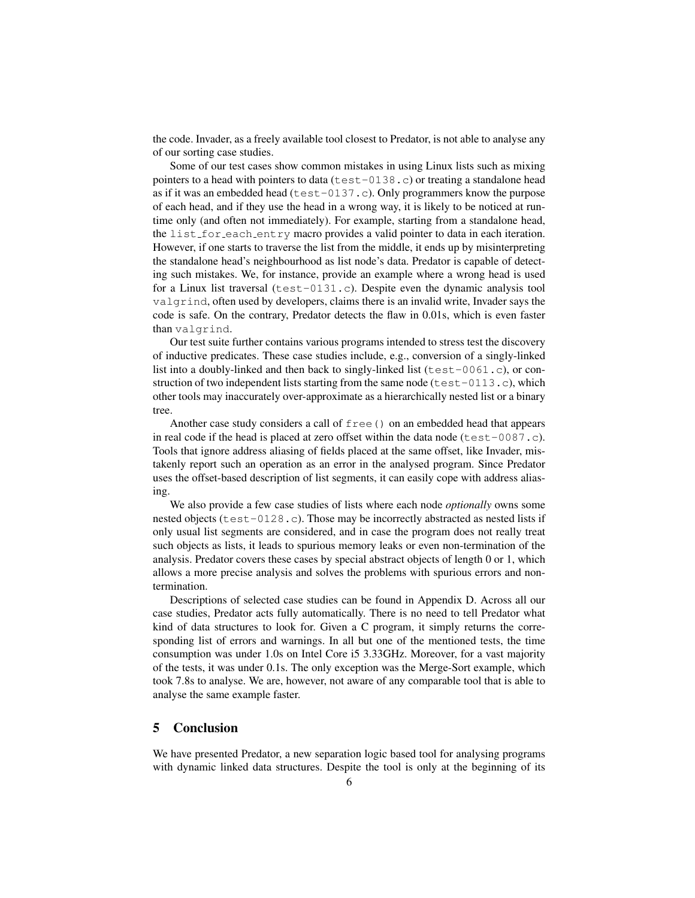the code. Invader, as a freely available tool closest to Predator, is not able to analyse any of our sorting case studies.

Some of our test cases show common mistakes in using Linux lists such as mixing pointers to a head with pointers to data (`test-0138.c`) or treating a standalone head as if it was an embedded head (`test-0137.c`). Only programmers know the purpose of each head, and if they use the head in a wrong way, it is likely to be noticed at run-time only (and often not immediately). For example, starting from a standalone head, the `list_for_each_entry` macro provides a valid pointer to data in each iteration. However, if one starts to traverse the list from the middle, it ends up by misinterpreting the standalone head's neighbourhood as list node's data. Predator is capable of detecting such mistakes. We, for instance, provide an example where a wrong head is used for a Linux list traversal (`test-0131.c`). Despite even the dynamic analysis tool `valgrind`, often used by developers, claims there is an invalid write, Invader says the code is safe. On the contrary, Predator detects the flaw in 0.01s, which is even faster than `valgrind`.

Our test suite further contains various programs intended to stress test the discovery of inductive predicates. These case studies include, e.g., conversion of a singly-linked list into a doubly-linked and then back to singly-linked list (`test-0061.c`), or construction of two independent lists starting from the same node (`test-0113.c`), which other tools may inaccurately over-approximate as a hierarchically nested list or a binary tree.

Another case study considers a call of `free()` on an embedded head that appears in real code if the head is placed at zero offset within the data node (`test-0087.c`). Tools that ignore address aliasing of fields placed at the same offset, like Invader, mistakenly report such an operation as an error in the analysed program. Since Predator uses the offset-based description of list segments, it can easily cope with address aliasing.

We also provide a few case studies of lists where each node *optionally* owns some nested objects (`test-0128.c`). Those may be incorrectly abstracted as nested lists if only usual list segments are considered, and in case the program does not really treat such objects as lists, it leads to spurious memory leaks or even non-termination of the analysis. Predator covers these cases by special abstract objects of length 0 or 1, which allows a more precise analysis and solves the problems with spurious errors and non-termination.

Descriptions of selected case studies can be found in Appendix D. Across all our case studies, Predator acts fully automatically. There is no need to tell Predator what kind of data structures to look for. Given a C program, it simply returns the corresponding list of errors and warnings. In all but one of the mentioned tests, the time consumption was under 1.0s on Intel Core i5 3.33GHz. Moreover, for a vast majority of the tests, it was under 0.1s. The only exception was the Merge-Sort example, which took 7.8s to analyse. We are, however, not aware of any comparable tool that is able to analyse the same example faster.

## 5 Conclusion

We have presented Predator, a new separation logic based tool for analysing programs with dynamic linked data structures. Despite the tool is only at the beginning of its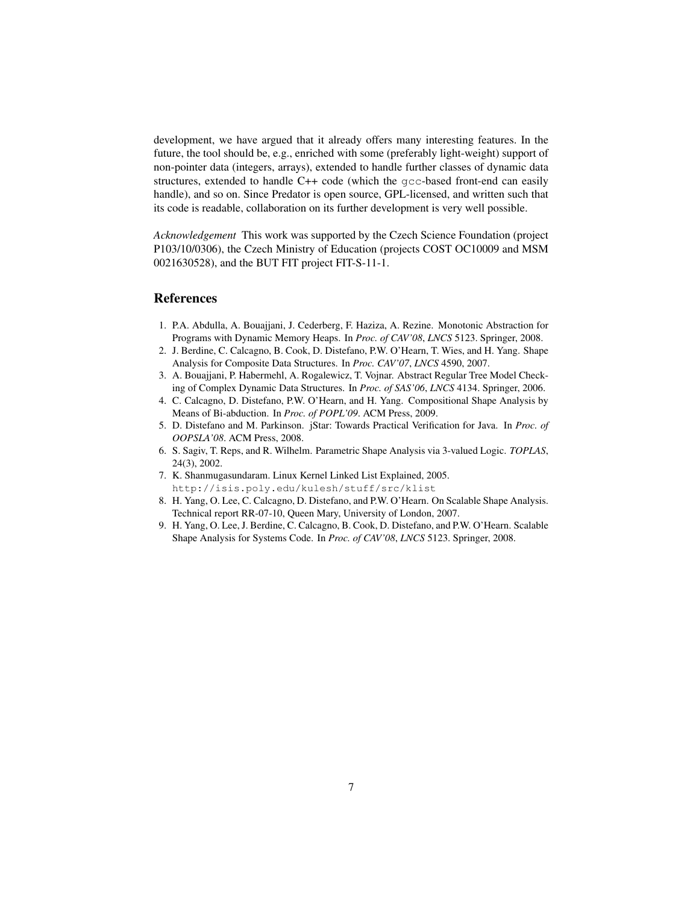development, we have argued that it already offers many interesting features. In the future, the tool should be, e.g., enriched with some (preferably light-weight) support of non-pointer data (integers, arrays), extended to handle further classes of dynamic data structures, extended to handle C++ code (which the `gcc`-based front-end can easily handle), and so on. Since Predator is open source, GPL-licensed, and written such that its code is readable, collaboration on its further development is very well possible.

*Acknowledgement* This work was supported by the Czech Science Foundation (project P103/10/0306), the Czech Ministry of Education (projects COST OC10009 and MSM 0021630528), and the BUT FIT project FIT-S-11-1.

## References

1. P.A. Abdulla, A. Bouajjani, J. Cederberg, F. Haziza, A. Rezine. Monotonic Abstraction for Programs with Dynamic Memory Heaps. In *Proc. of CAV'08*, *LNCS* 5123. Springer, 2008.
2. J. Berdine, C. Calcagno, B. Cook, D. Distefano, P.W. O'Hearn, T. Wies, and H. Yang. Shape Analysis for Composite Data Structures. In *Proc. CAV'07*, *LNCS* 4590, 2007.
3. A. Bouajjani, P. Habermehl, A. Rogalewicz, T. Vojnar. Abstract Regular Tree Model Checking of Complex Dynamic Data Structures. In *Proc. of SAS'06*, *LNCS* 4134. Springer, 2006.
4. C. Calcagno, D. Distefano, P.W. O'Hearn, and H. Yang. Compositional Shape Analysis by Means of Bi-abduction. In *Proc. of POPL'09*. ACM Press, 2009.
5. D. Distefano and M. Parkinson. jStar: Towards Practical Verification for Java. In *Proc. of OOPSLA'08*. ACM Press, 2008.
6. S. Sagiv, T. Reps, and R. Wilhelm. Parametric Shape Analysis via 3-valued Logic. *TOPLAS*, 24(3), 2002.
7. K. Shanmugasundaram. Linux Kernel Linked List Explained, 2005. `http://isis.poly.edu/kulesh/stuff/src/klist`
8. H. Yang, O. Lee, C. Calcagno, D. Distefano, and P.W. O'Hearn. On Scalable Shape Analysis. Technical report RR-07-10, Queen Mary, University of London, 2007.
9. H. Yang, O. Lee, J. Berdine, C. Calcagno, B. Cook, D. Distefano, and P.W. O'Hearn. Scalable Shape Analysis for Systems Code. In *Proc. of CAV'08*, *LNCS* 5123. Springer, 2008.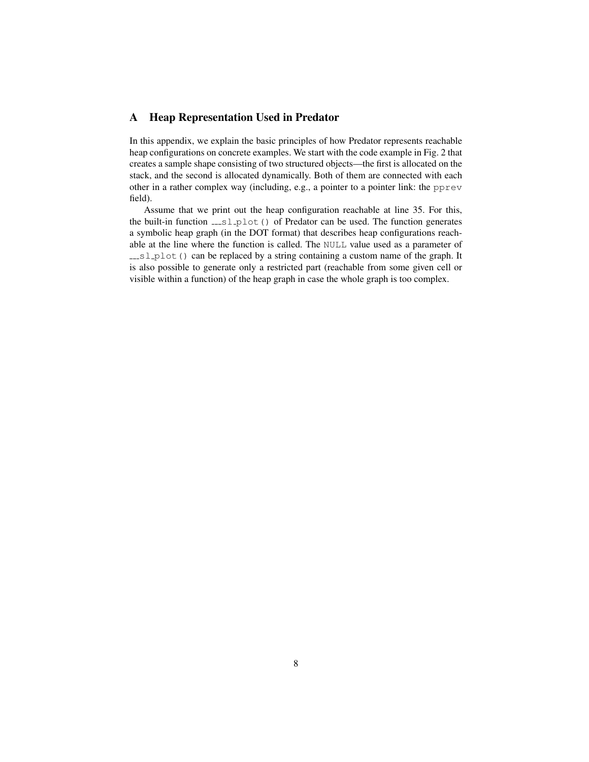# A Heap Representation Used in Predator

In this appendix, we explain the basic principles of how Predator represents reachable heap configurations on concrete examples. We start with the code example in Fig. 2 that creates a sample shape consisting of two structured objects—the first is allocated on the stack, and the second is allocated dynamically. Both of them are connected with each other in a rather complex way (including, e.g., a pointer to a pointer link: the `pprev` field).

Assume that we print out the heap configuration reachable at line 35. For this, the built-in function `___sl_plot()` of Predator can be used. The function generates a symbolic heap graph (in the DOT format) that describes heap configurations reachable at the line where the function is called. The `NULL` value used as a parameter of `___sl_plot()` can be replaced by a string containing a custom name of the graph. It is also possible to generate only a restricted part (reachable from some given cell or visible within a function) of the heap graph in case the whole graph is too complex.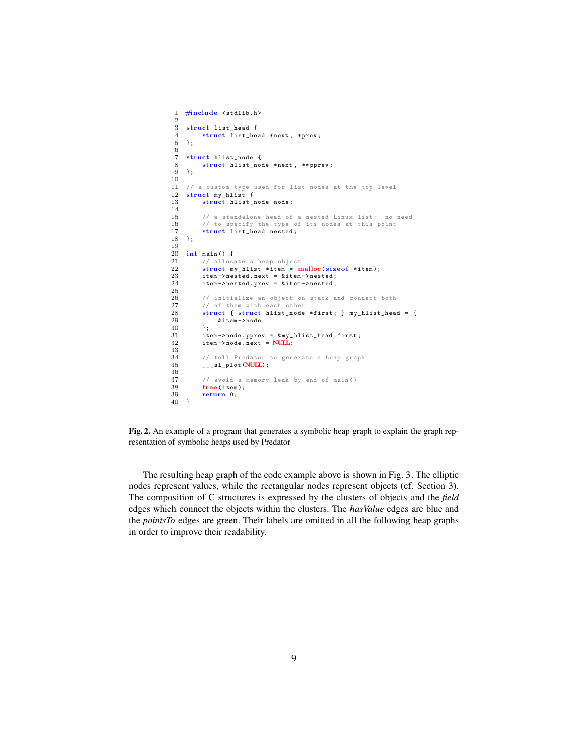```c
#include <stdlib.h>

struct list_head {
    struct list_head *next, *prev;
};

struct hlist_node {
    struct hlist_node *next, **pprev;
};

// a custom type used for list nodes at the top level
struct my_hlist {
    struct hlist_node node;

    // a standalone head of a nested Linux list;  no need
    // to specify the type of its nodes at this point
    struct list_head nested;
};

int main() {
    // allocate a heap object
    struct my_hlist *item = malloc(sizeof *item);
    item->nested.next = &item->nested;
    item->nested.prev = &item->nested;

    // initialize an object on stack and connect both
    // of them with each other
    struct { struct hlist_node *first; } my_hlist_head = {
        &item->node
    };
    item->node.pprev = &my_hlist_head.first;
    item->node.next = NULL;

    // tell Predator to generate a heap graph
    ___sl_plot(NULL);

    // avoid a memory leak by end of main()
    free(item);
    return 0;
}
```

**Fig. 2.** An example of a program that generates a symbolic heap graph to explain the graph representation of symbolic heaps used by Predator

The resulting heap graph of the code example above is shown in Fig. 3. The elliptic nodes represent values, while the rectangular nodes represent objects (cf. Section 3). The composition of C structures is expressed by the clusters of objects and the *field* edges which connect the objects within the clusters. The *hasValue* edges are blue and the *pointsTo* edges are green. Their labels are omitted in all the following heap graphs in order to improve their readability.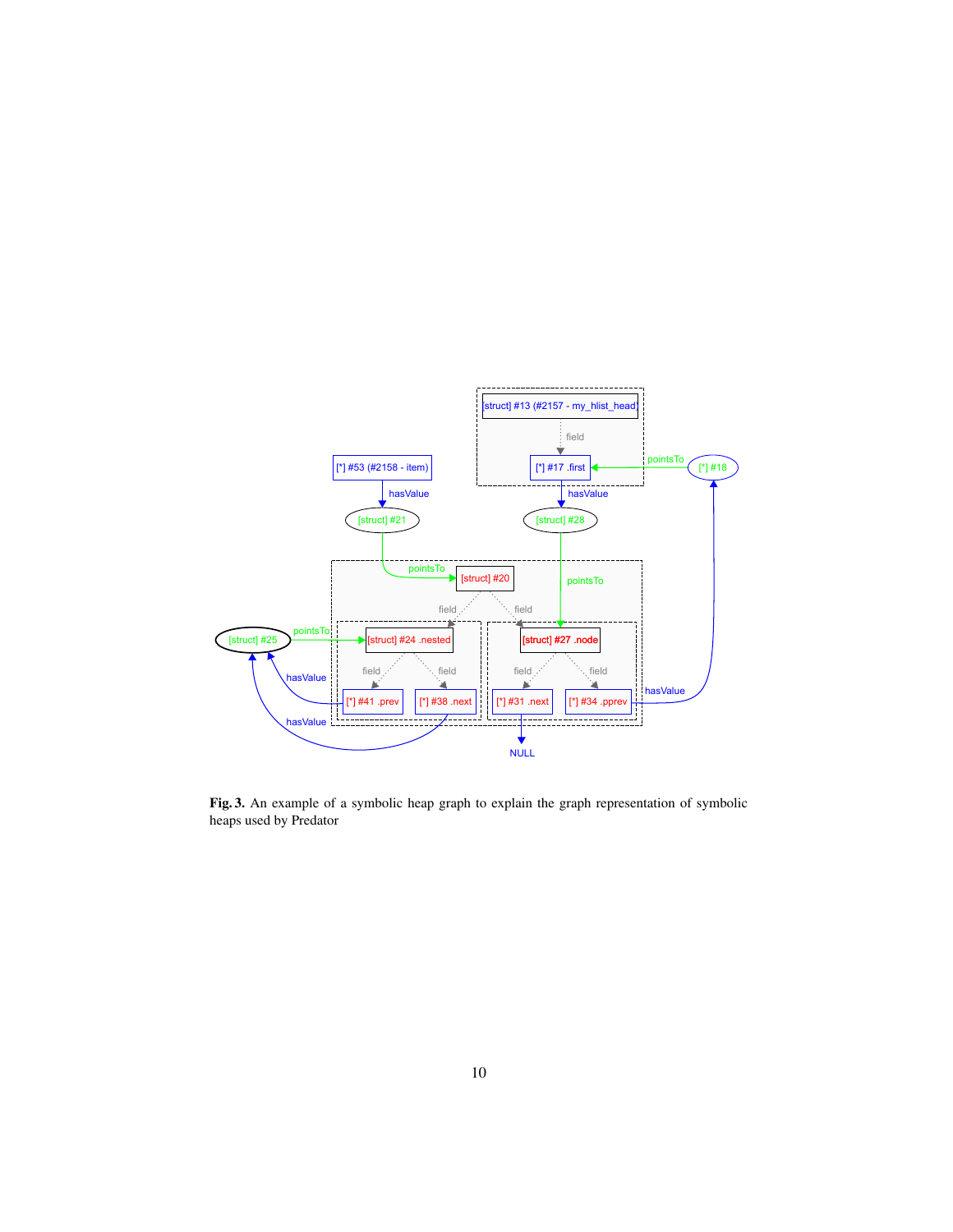**Fig. 3.** An example of a symbolic heap graph to explain the graph representation of symbolic heaps used by Predator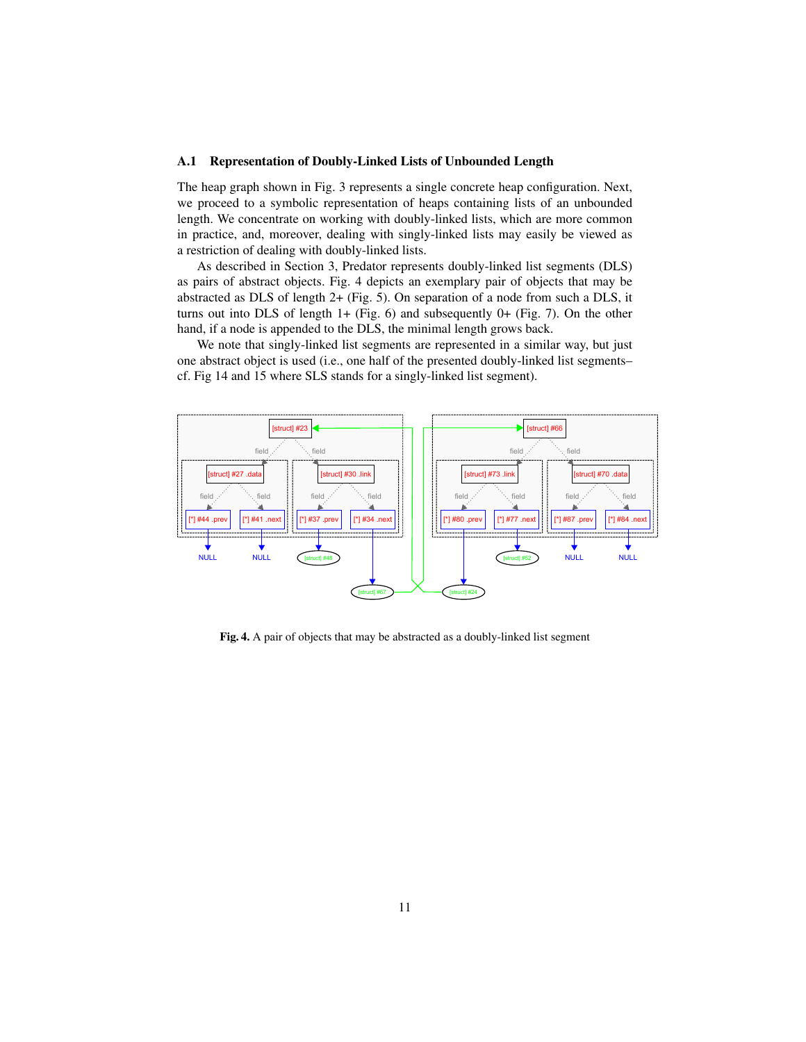### A.1 Representation of Doubly-Linked Lists of Unbounded Length

The heap graph shown in Fig. 3 represents a single concrete heap configuration. Next, we proceed to a symbolic representation of heaps containing lists of an unbounded length. We concentrate on working with doubly-linked lists, which are more common in practice, and, moreover, dealing with singly-linked lists may easily be viewed as a restriction of dealing with doubly-linked lists.

As described in Section 3, Predator represents doubly-linked list segments (DLS) as pairs of abstract objects. Fig. 4 depicts an exemplary pair of objects that may be abstracted as DLS of length 2+ (Fig. 5). On separation of a node from such a DLS, it turns out into DLS of length 1+ (Fig. 6) and subsequently 0+ (Fig. 7). On the other hand, if a node is appended to the DLS, the minimal length grows back.

We note that singly-linked list segments are represented in a similar way, but just one abstract object is used (i.e., one half of the presented doubly-linked list segments– cf. Fig 14 and 15 where SLS stands for a singly-linked list segment).

**Fig. 4.** A pair of objects that may be abstracted as a doubly-linked list segment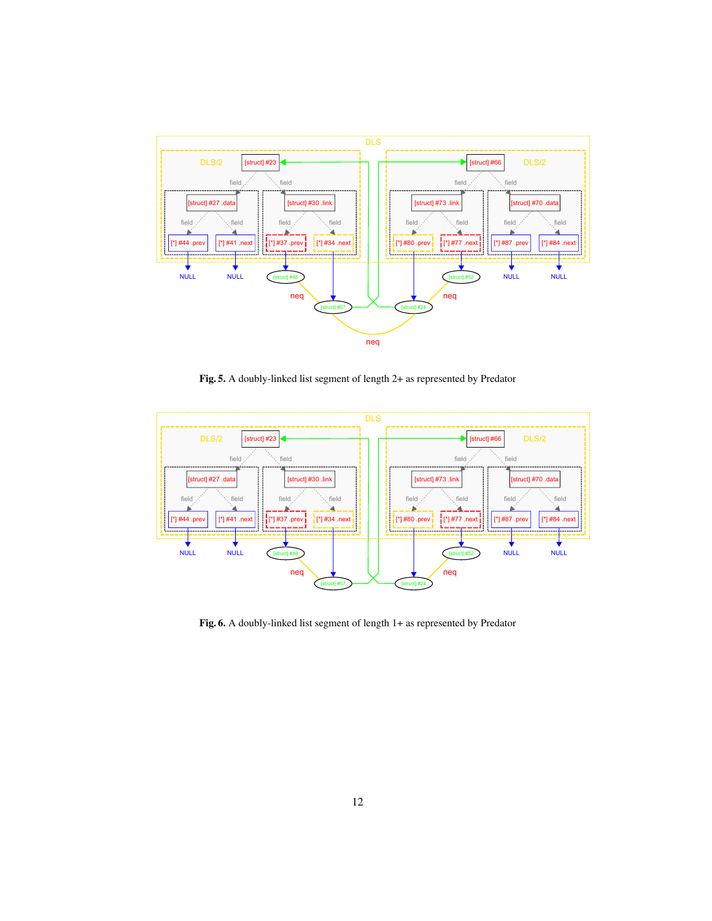**Fig. 5.** A doubly-linked list segment of length 2+ as represented by Predator

**Fig. 6.** A doubly-linked list segment of length 1+ as represented by Predator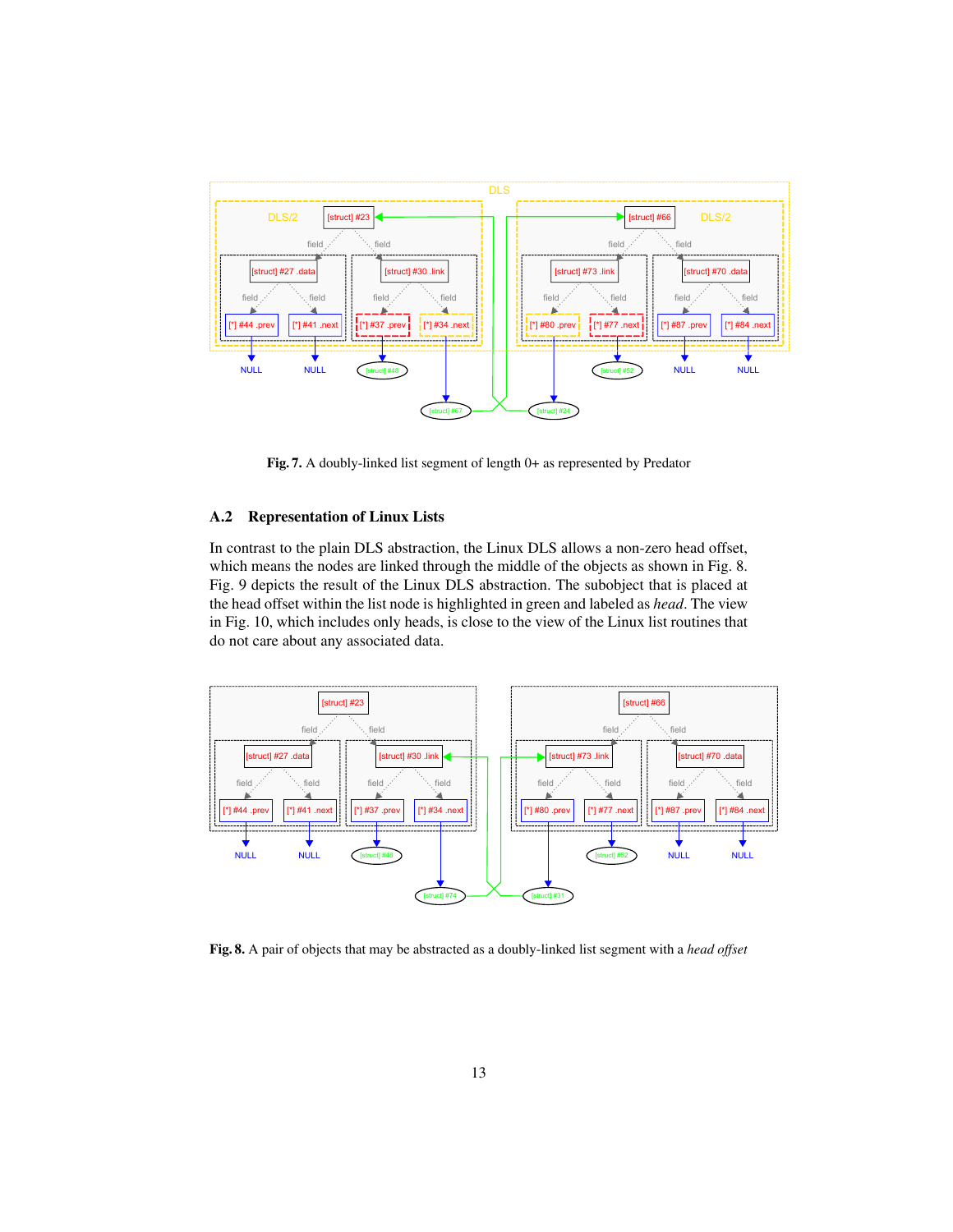Fig. 7. A doubly-linked list segment of length 0+ as represented by Predator

### A.2 Representation of Linux Lists

In contrast to the plain DLS abstraction, the Linux DLS allows a non-zero head offset, which means the nodes are linked through the middle of the objects as shown in Fig. 8. Fig. 9 depicts the result of the Linux DLS abstraction. The subobject that is placed at the head offset within the list node is highlighted in green and labeled as *head*. The view in Fig. 10, which includes only heads, is close to the view of the Linux list routines that do not care about any associated data.

Fig. 8. A pair of objects that may be abstracted as a doubly-linked list segment with a *head offset*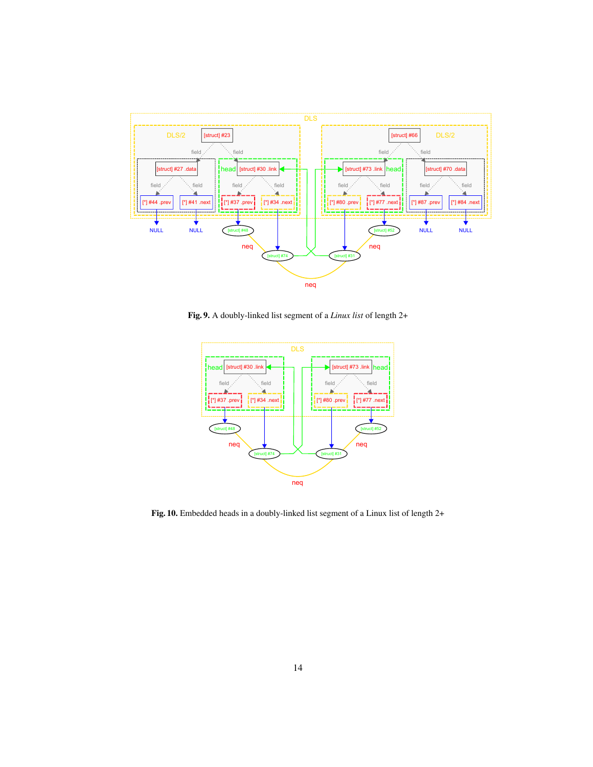**Fig. 9.** A doubly-linked list segment of a *Linux list* of length 2+

**Fig. 10.** Embedded heads in a doubly-linked list segment of a Linux list of length 2+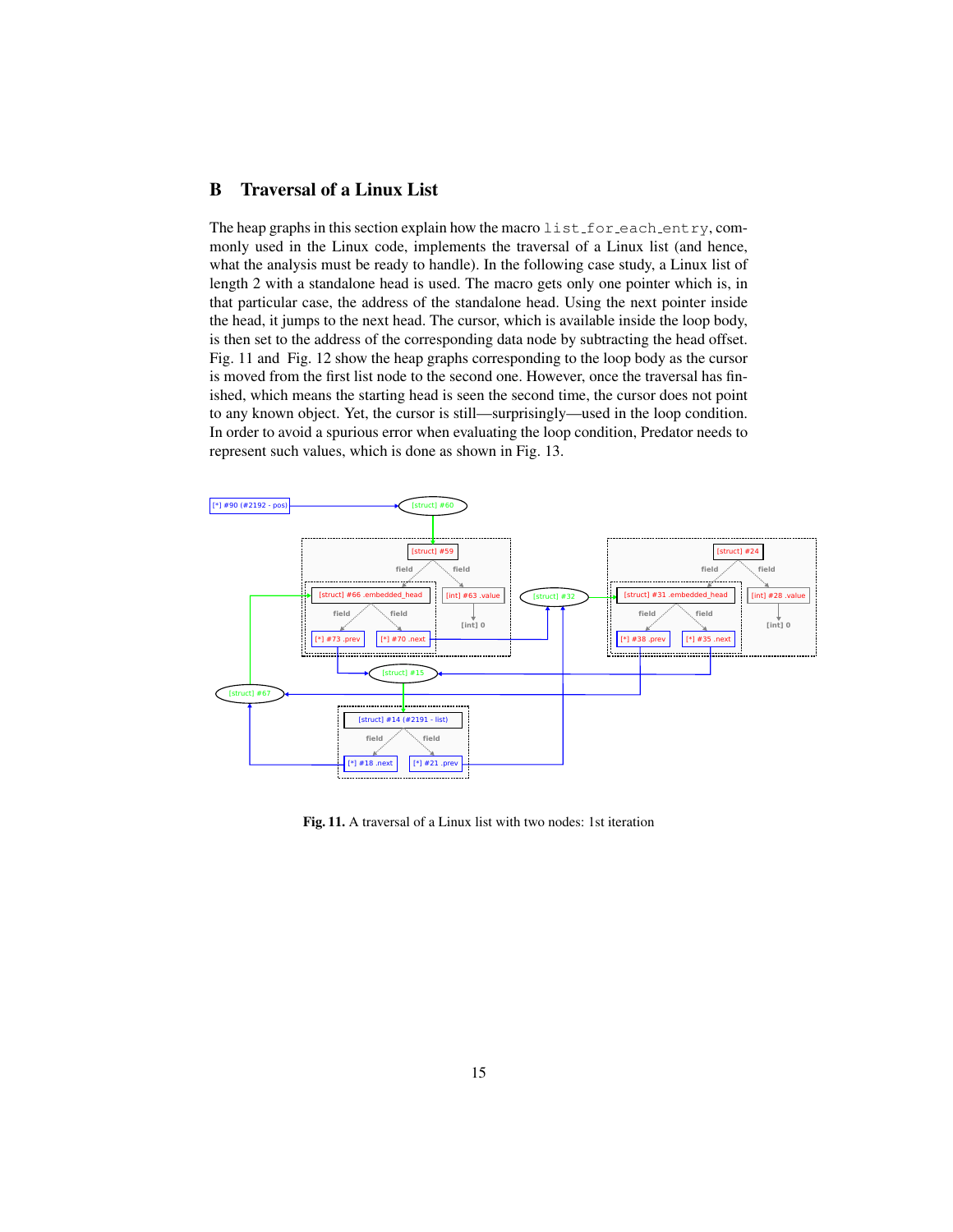## B Traversal of a Linux List

The heap graphs in this section explain how the macro `list_for_each_entry`, commonly used in the Linux code, implements the traversal of a Linux list (and hence, what the analysis must be ready to handle). In the following case study, a Linux list of length 2 with a standalone head is used. The macro gets only one pointer which is, in that particular case, the address of the standalone head. Using the next pointer inside the head, it jumps to the next head. The cursor, which is available inside the loop body, is then set to the address of the corresponding data node by subtracting the head offset. Fig. 11 and Fig. 12 show the heap graphs corresponding to the loop body as the cursor is moved from the first list node to the second one. However, once the traversal has finished, which means the starting head is seen the second time, the cursor does not point to any known object. Yet, the cursor is still—surprisingly—used in the loop condition. In order to avoid a spurious error when evaluating the loop condition, Predator needs to represent such values, which is done as shown in Fig. 13.

**Fig. 11.** A traversal of a Linux list with two nodes: 1st iteration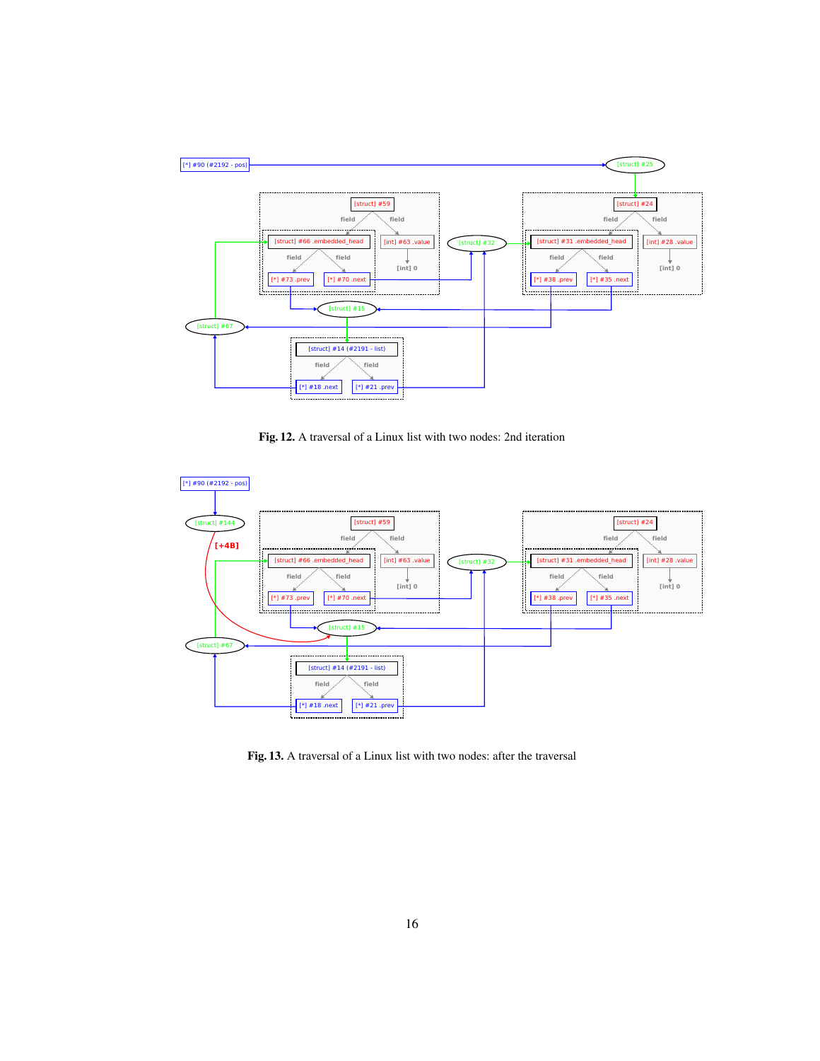Fig. 12. A traversal of a Linux list with two nodes: 2nd iteration

Fig. 13. A traversal of a Linux list with two nodes: after the traversal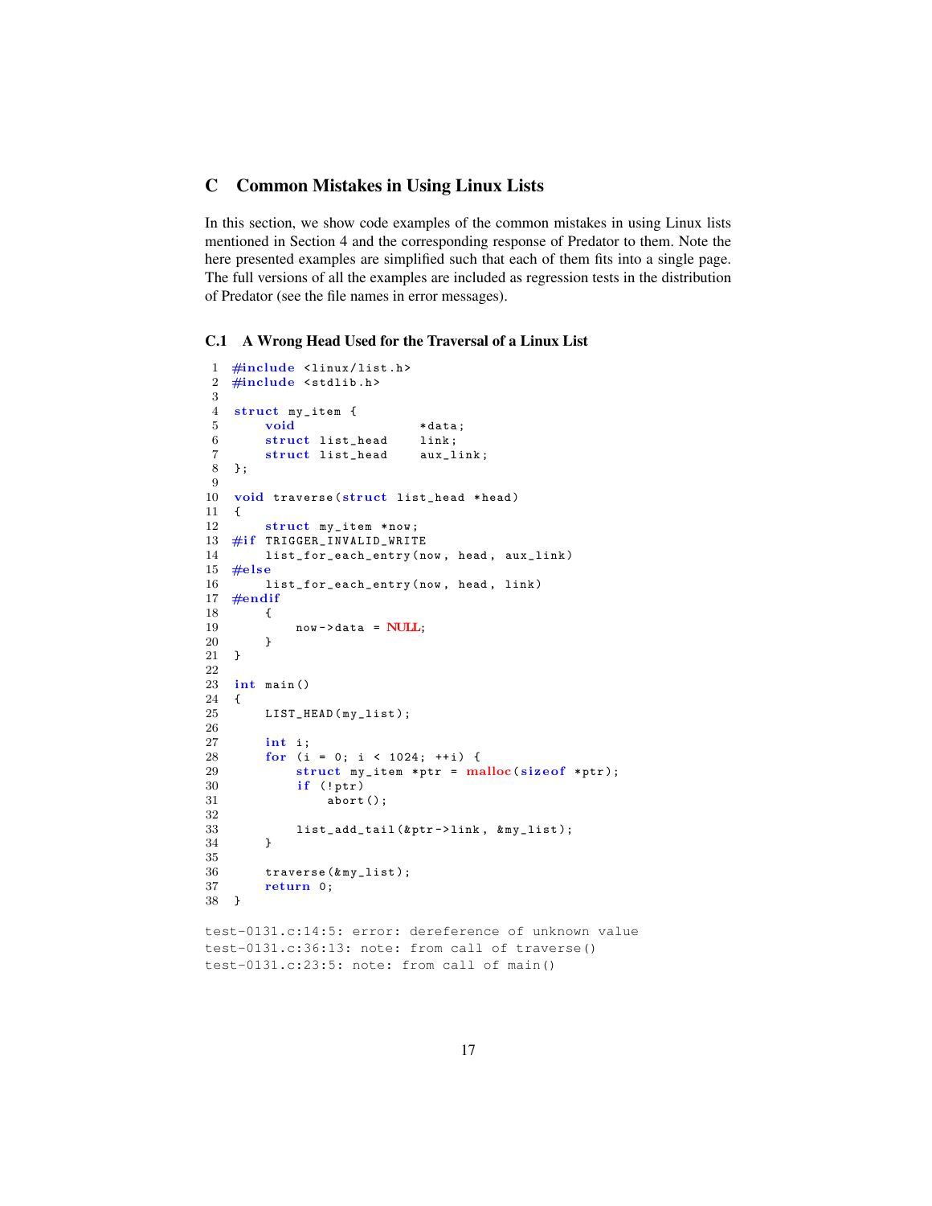# C Common Mistakes in Using Linux Lists

In this section, we show code examples of the common mistakes in using Linux lists mentioned in Section 4 and the corresponding response of Predator to them. Note the here presented examples are simplified such that each of them fits into a single page. The full versions of all the examples are included as regression tests in the distribution of Predator (see the file names in error messages).

## C.1 A Wrong Head Used for the Traversal of a Linux List

```c
 1  #include <linux/list.h>
 2  #include <stdlib.h>
 3
 4  struct my_item {
 5      void                *data;
 6      struct list_head    link;
 7      struct list_head    aux_link;
 8  };
 9
10  void traverse(struct list_head *head)
11  {
12      struct my_item *now;
13  #if TRIGGER_INVALID_WRITE
14      list_for_each_entry(now, head, aux_link)
15  #else
16      list_for_each_entry(now, head, link)
17  #endif
18      {
19          now->data = NULL;
20      }
21  }
22
23  int main()
24  {
25      LIST_HEAD(my_list);
26
27      int i;
28      for (i = 0; i < 1024; ++i) {
29          struct my_item *ptr = malloc(sizeof *ptr);
30          if (!ptr)
31              abort();
32
33          list_add_tail(&ptr->link, &my_list);
34      }
35
36      traverse(&my_list);
37      return 0;
38  }
```

```
test-0131.c:14:5: error: dereference of unknown value
test-0131.c:36:13: note: from call of traverse()
test-0131.c:23:5: note: from call of main()
```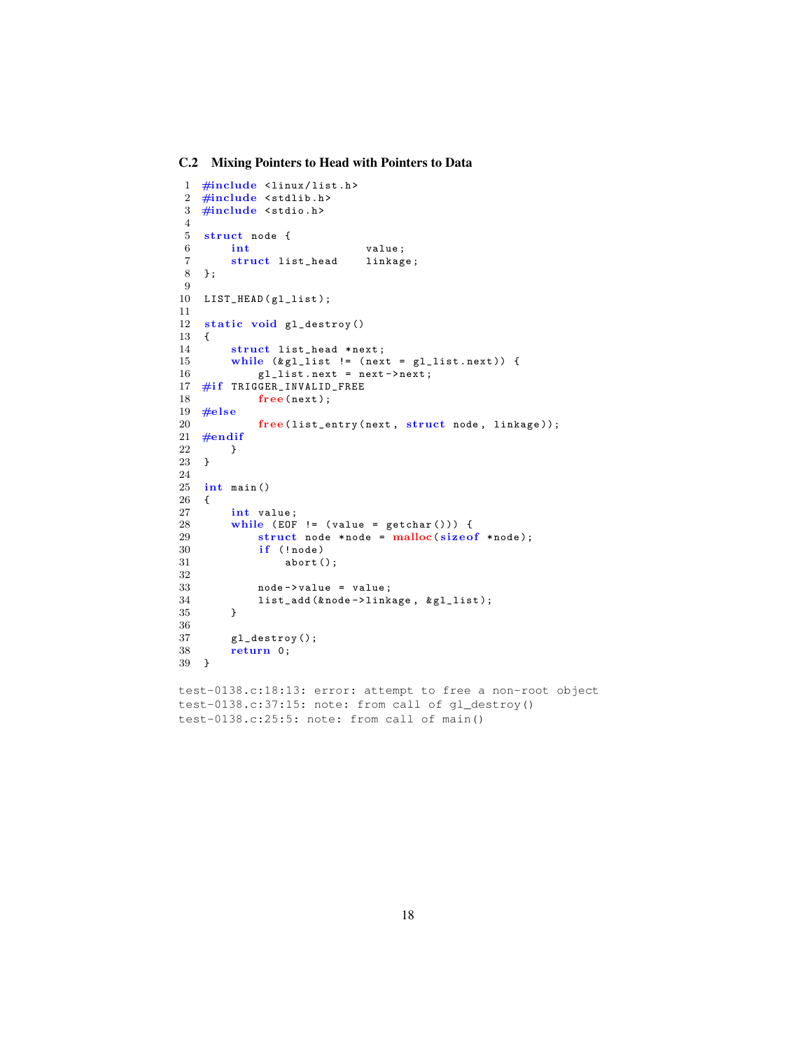## C.2 Mixing Pointers to Head with Pointers to Data

```
 1  #include <linux/list.h>
 2  #include <stdlib.h>
 3  #include <stdio.h>
 4
 5  struct node {
 6      int                 value;
 7      struct list_head    linkage;
 8  };
 9
10  LIST_HEAD(gl_list);
11
12  static void gl_destroy()
13  {
14      struct list_head *next;
15      while (&gl_list != (next = gl_list.next)) {
16          gl_list.next = next->next;
17  #if TRIGGER_INVALID_FREE
18          free(next);
19  #else
20          free(list_entry(next, struct node, linkage));
21  #endif
22      }
23  }
24
25  int main()
26  {
27      int value;
28      while (EOF != (value = getchar())) {
29          struct node *node = malloc(sizeof *node);
30          if (!node)
31              abort();
32
33          node->value = value;
34          list_add(&node->linkage, &gl_list);
35      }
36
37      gl_destroy();
38      return 0;
39  }
```

```
test-0138.c:18:13: error: attempt to free a non-root object
test-0138.c:37:15: note: from call of gl_destroy()
test-0138.c:25:5: note: from call of main()
```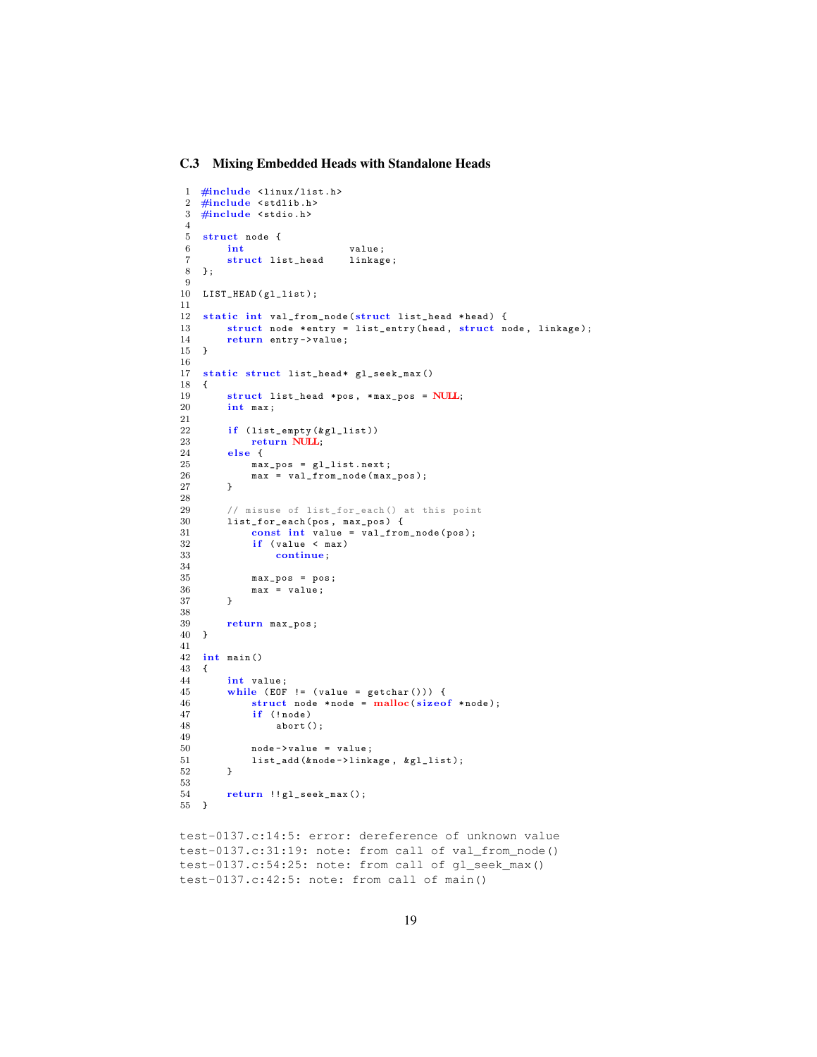## C.3 Mixing Embedded Heads with Standalone Heads

```c
#include <linux/list.h>
#include <stdlib.h>
#include <stdio.h>

struct node {
    int                 value;
    struct list_head    linkage;
};

LIST_HEAD(gl_list);

static int val_from_node(struct list_head *head) {
    struct node *entry = list_entry(head, struct node, linkage);
    return entry->value;
}

static struct list_head* gl_seek_max()
{
    struct list_head *pos, *max_pos = NULL;
    int max;

    if (list_empty(&gl_list))
        return NULL;
    else {
        max_pos = gl_list.next;
        max = val_from_node(max_pos);
    }

    // misuse of list_for_each() at this point
    list_for_each(pos, max_pos) {
        const int value = val_from_node(pos);
        if (value < max)
            continue;

        max_pos = pos;
        max = value;
    }

    return max_pos;
}

int main()
{
    int value;
    while (EOF != (value = getchar())) {
        struct node *node = malloc(sizeof *node);
        if (!node)
            abort();

        node->value = value;
        list_add(&node->linkage, &gl_list);
    }

    return !!gl_seek_max();
}
```

```
test-0137.c:14:5: error: dereference of unknown value
test-0137.c:31:19: note: from call of val_from_node()
test-0137.c:54:25: note: from call of gl_seek_max()
test-0137.c:42:5: note: from call of main()
```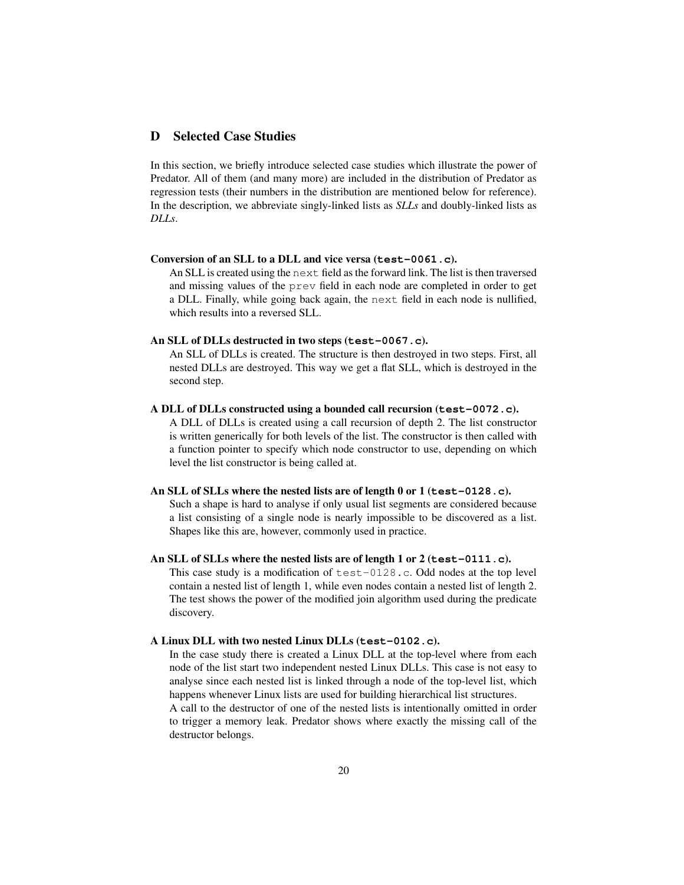## D Selected Case Studies

In this section, we briefly introduce selected case studies which illustrate the power of Predator. All of them (and many more) are included in the distribution of Predator as regression tests (their numbers in the distribution are mentioned below for reference). In the description, we abbreviate singly-linked lists as *SLLs* and doubly-linked lists as *DLLs*.

**Conversion of an SLL to a DLL and vice versa (`test-0061.c`).**
An SLL is created using the `next` field as the forward link. The list is then traversed and missing values of the `prev` field in each node are completed in order to get a DLL. Finally, while going back again, the `next` field in each node is nullified, which results into a reversed SLL.

**An SLL of DLLs destructed in two steps (`test-0067.c`).**
An SLL of DLLs is created. The structure is then destroyed in two steps. First, all nested DLLs are destroyed. This way we get a flat SLL, which is destroyed in the second step.

**A DLL of DLLs constructed using a bounded call recursion (`test-0072.c`).**
A DLL of DLLs is created using a call recursion of depth 2. The list constructor is written generically for both levels of the list. The constructor is then called with a function pointer to specify which node constructor to use, depending on which level the list constructor is being called at.

**An SLL of SLLs where the nested lists are of length 0 or 1 (`test-0128.c`).**
Such a shape is hard to analyse if only usual list segments are considered because a list consisting of a single node is nearly impossible to be discovered as a list. Shapes like this are, however, commonly used in practice.

**An SLL of SLLs where the nested lists are of length 1 or 2 (`test-0111.c`).**
This case study is a modification of `test-0128.c`. Odd nodes at the top level contain a nested list of length 1, while even nodes contain a nested list of length 2. The test shows the power of the modified join algorithm used during the predicate discovery.

**A Linux DLL with two nested Linux DLLs (`test-0102.c`).**
In the case study there is created a Linux DLL at the top-level where from each node of the list start two independent nested Linux DLLs. This case is not easy to analyse since each nested list is linked through a node of the top-level list, which happens whenever Linux lists are used for building hierarchical list structures.
A call to the destructor of one of the nested lists is intentionally omitted in order to trigger a memory leak. Predator shows where exactly the missing call of the destructor belongs.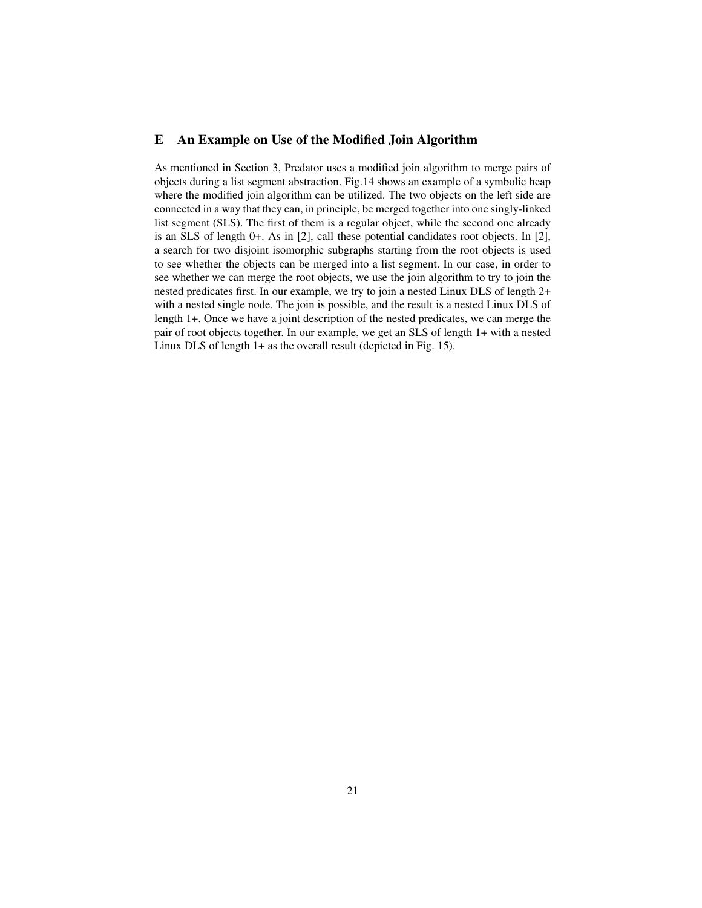## E An Example on Use of the Modified Join Algorithm

As mentioned in Section 3, Predator uses a modified join algorithm to merge pairs of objects during a list segment abstraction. Fig.14 shows an example of a symbolic heap where the modified join algorithm can be utilized. The two objects on the left side are connected in a way that they can, in principle, be merged together into one singly-linked list segment (SLS). The first of them is a regular object, while the second one already is an SLS of length 0+. As in [2], call these potential candidates root objects. In [2], a search for two disjoint isomorphic subgraphs starting from the root objects is used to see whether the objects can be merged into a list segment. In our case, in order to see whether we can merge the root objects, we use the join algorithm to try to join the nested predicates first. In our example, we try to join a nested Linux DLS of length 2+ with a nested single node. The join is possible, and the result is a nested Linux DLS of length 1+. Once we have a joint description of the nested predicates, we can merge the pair of root objects together. In our example, we get an SLS of length 1+ with a nested Linux DLS of length 1+ as the overall result (depicted in Fig. 15).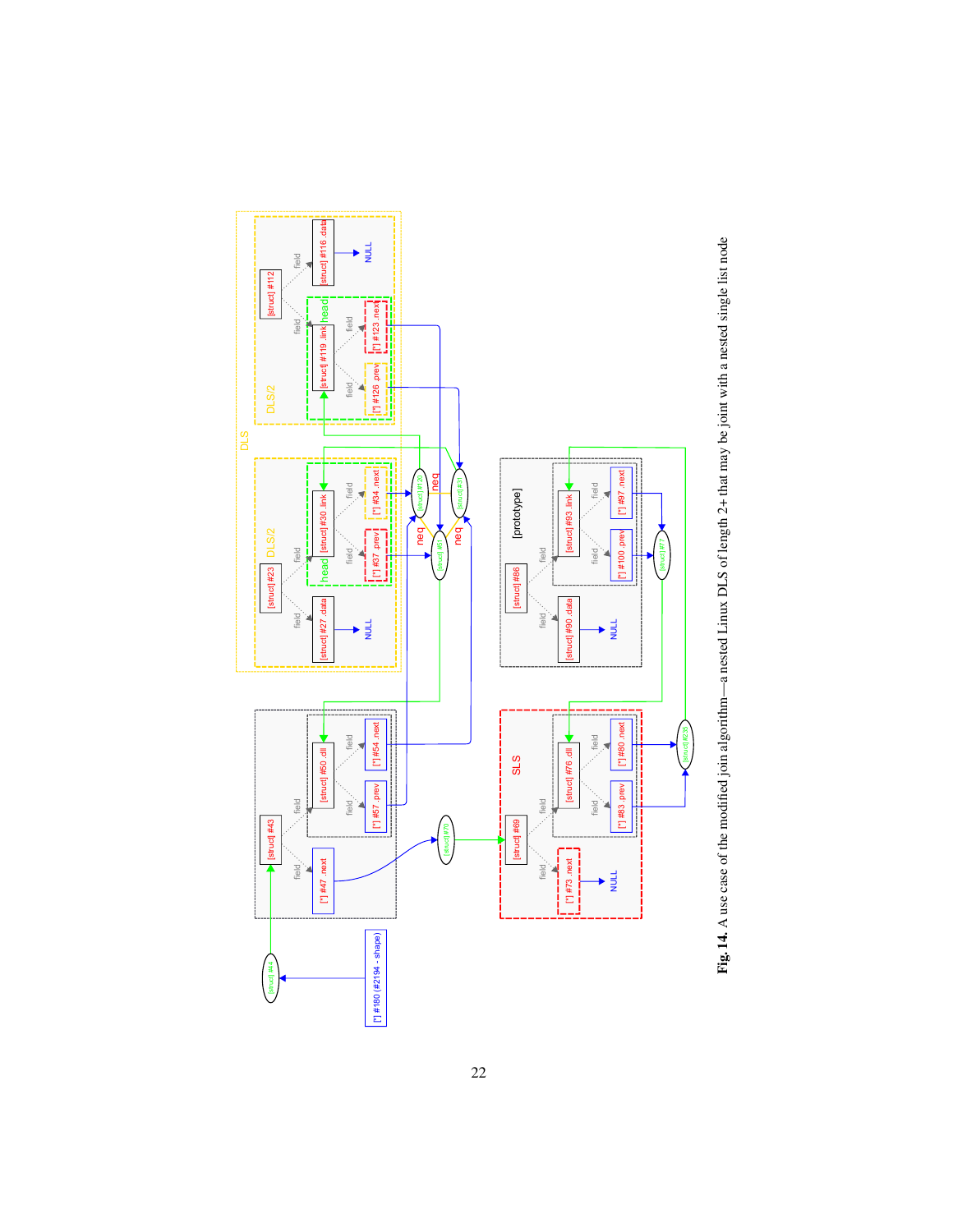**Fig. 14.** A use case of the modified join algorithm—a nested Linux DLS of length 2+ that may be joint with a nested single list node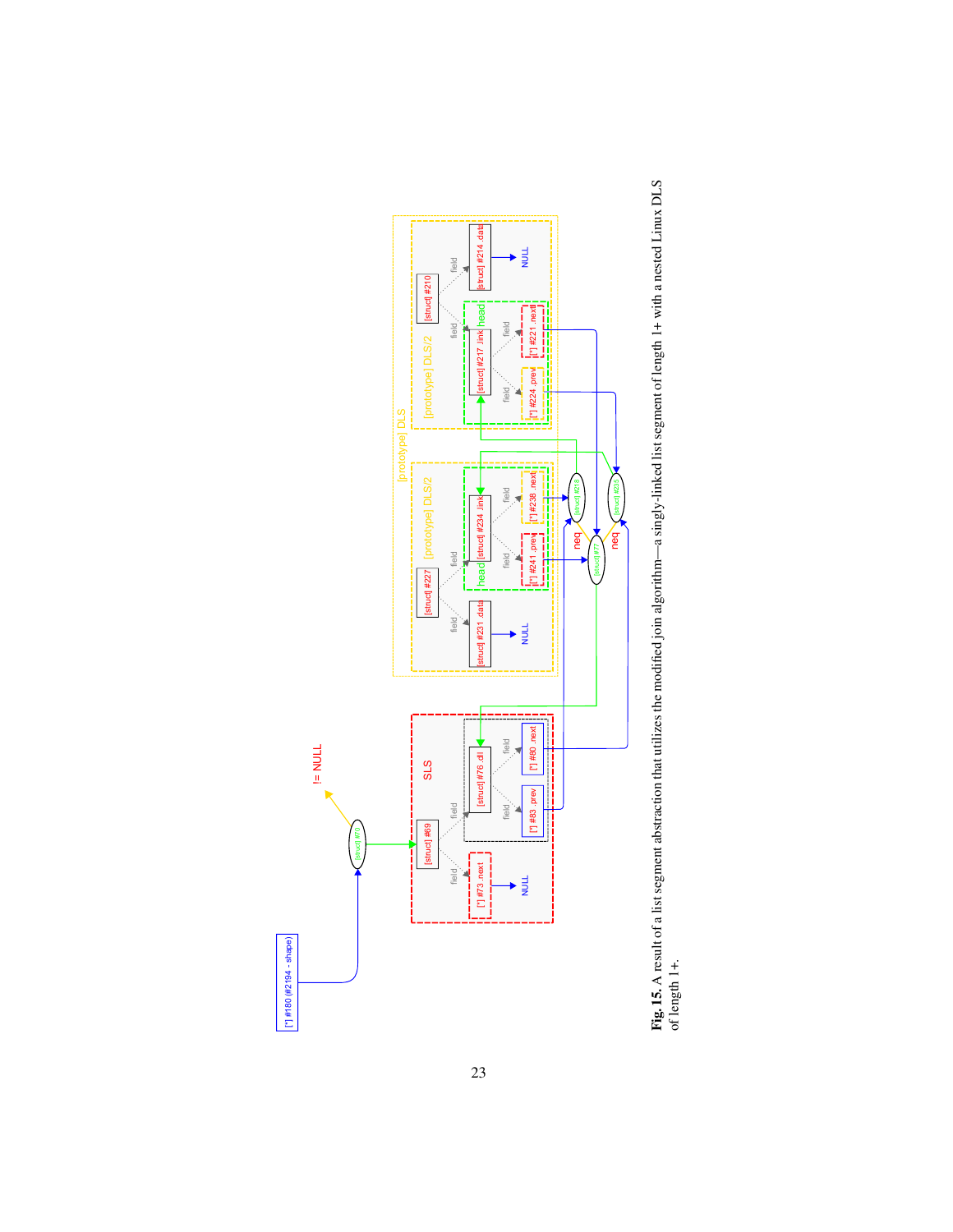[*] #180 (#2194 - shape)

[struct] #72

!= NULL

SLS

[struct] #69

field

field

[*] #73 .next

NULL

[struct] #76 .dll

field

field

[*] #83 .prev

[*] #80 .next

[prototype] DLS

[prototype] DLS/2

[struct] #227

field

field

[struct] #231 .data

NULL

[struct] #234 .link

head

field

field

[*] #241 .prev

[*] #238 .next

[prototype] DLS/2

[struct] #210

field

field

[struct] #214 .data

NULL

[struct] #217 .link

head

field

field

[*] #224 .prev

[*] #221 .next

[struct] #218

[struct] #77

[struct] #235

neq

neq

**Fig. 15.** A result of a list segment abstraction that utilizes the modified join algorithm—a singly-linked list segment of length 1+ with a nested Linux DLS of length 1+.